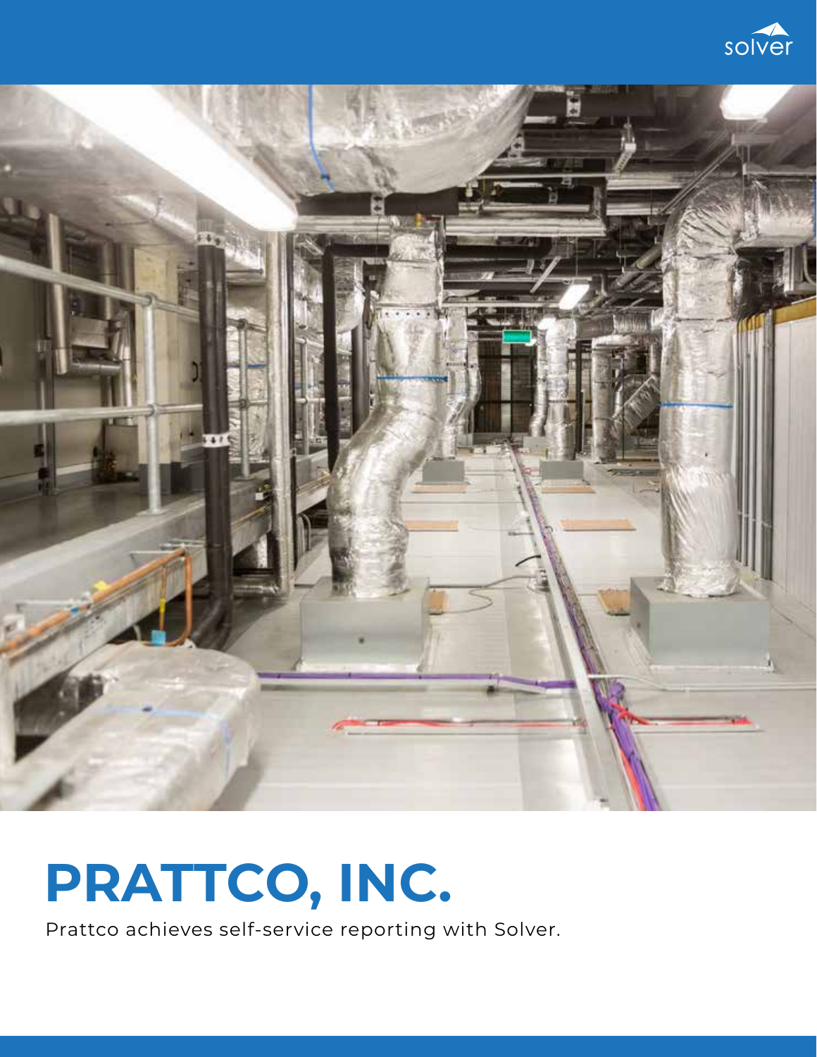# PRATTCO, INC.

Prattco achieves self-service reporting with Solver.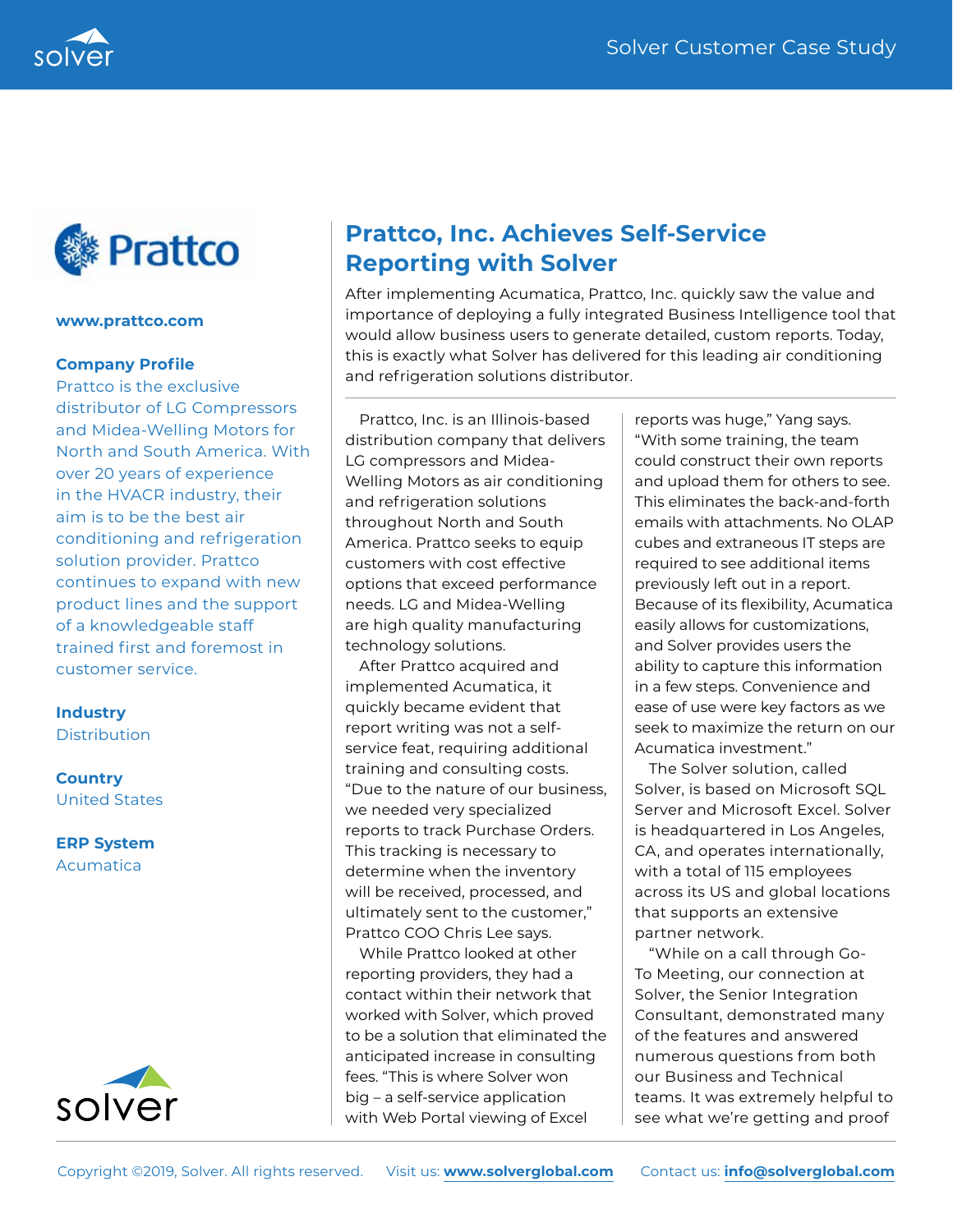www.prattco.com

**Company Profile**

Prattco is the exclusive distributor of LG Compressors and Midea-Welling Motors for North and South America. With over 20 years of experience in the HVACR industry, their aim is to be the best air conditioning and refrigeration solution provider. Prattco continues to expand with new product lines and the support of a knowledgeable staff trained first and foremost in customer service.

**Industry**

Distribution

**Country**

United States

**ERP System**

Acumatica

# Prattco, Inc. Achieves Self-Service Reporting with Solver

After implementing Acumatica, Prattco, Inc. quickly saw the value and importance of deploying a fully integrated Business Intelligence tool that would allow business users to generate detailed, custom reports. Today, this is exactly what Solver has delivered for this leading air conditioning and refrigeration solutions distributor.

Prattco, Inc. is an Illinois-based distribution company that delivers LG compressors and Midea-Welling Motors as air conditioning and refrigeration solutions throughout North and South America. Prattco seeks to equip customers with cost effective options that exceed performance needs. LG and Midea-Welling are high quality manufacturing technology solutions.

After Prattco acquired and implemented Acumatica, it quickly became evident that report writing was not a self-service feat, requiring additional training and consulting costs. "Due to the nature of our business, we needed very specialized reports to track Purchase Orders. This tracking is necessary to determine when the inventory will be received, processed, and ultimately sent to the customer," Prattco COO Chris Lee says.

While Prattco looked at other reporting providers, they had a contact within their network that worked with Solver, which proved to be a solution that eliminated the anticipated increase in consulting fees. "This is where Solver won big – a self-service application with Web Portal viewing of Excel reports was huge," Yang says. "With some training, the team could construct their own reports and upload them for others to see. This eliminates the back-and-forth emails with attachments. No OLAP cubes and extraneous IT steps are required to see additional items previously left out in a report. Because of its flexibility, Acumatica easily allows for customizations, and Solver provides users the ability to capture this information in a few steps. Convenience and ease of use were key factors as we seek to maximize the return on our Acumatica investment."

The Solver solution, called Solver, is based on Microsoft SQL Server and Microsoft Excel. Solver is headquartered in Los Angeles, CA, and operates internationally, with a total of 115 employees across its US and global locations that supports an extensive partner network.

"While on a call through Go-To Meeting, our connection at Solver, the Senior Integration Consultant, demonstrated many of the features and answered numerous questions from both our Business and Technical teams. It was extremely helpful to see what we're getting and proof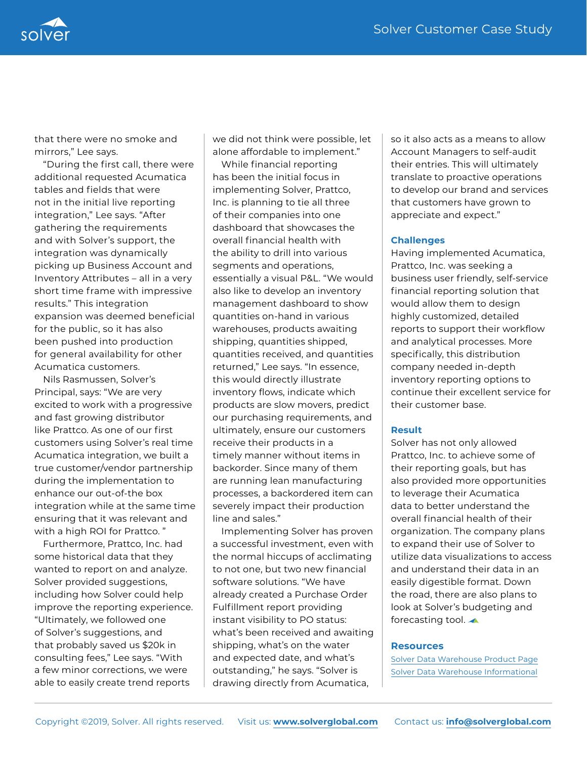that there were no smoke and mirrors," Lee says.

"During the first call, there were additional requested Acumatica tables and fields that were not in the initial live reporting integration," Lee says. "After gathering the requirements and with Solver's support, the integration was dynamically picking up Business Account and Inventory Attributes – all in a very short time frame with impressive results." This integration expansion was deemed beneficial for the public, so it has also been pushed into production for general availability for other Acumatica customers.

Nils Rasmussen, Solver's Principal, says: "We are very excited to work with a progressive and fast growing distributor like Prattco. As one of our first customers using Solver's real time Acumatica integration, we built a true customer/vendor partnership during the implementation to enhance our out-of-the box integration while at the same time ensuring that it was relevant and with a high ROI for Prattco. "

Furthermore, Prattco, Inc. had some historical data that they wanted to report on and analyze. Solver provided suggestions, including how Solver could help improve the reporting experience. "Ultimately, we followed one of Solver's suggestions, and that probably saved us $20k in consulting fees," Lee says. "With a few minor corrections, we were able to easily create trend reports we did not think were possible, let alone affordable to implement."

While financial reporting has been the initial focus in implementing Solver, Prattco, Inc. is planning to tie all three of their companies into one dashboard that showcases the overall financial health with the ability to drill into various segments and operations, essentially a visual P&L. "We would also like to develop an inventory management dashboard to show quantities on-hand in various warehouses, products awaiting shipping, quantities shipped, quantities received, and quantities returned," Lee says. "In essence, this would directly illustrate inventory flows, indicate which products are slow movers, predict our purchasing requirements, and ultimately, ensure our customers receive their products in a timely manner without items in backorder. Since many of them are running lean manufacturing processes, a backordered item can severely impact their production line and sales."

Implementing Solver has proven a successful investment, even with the normal hiccups of acclimating to not one, but two new financial software solutions. "We have already created a Purchase Order Fulfillment report providing instant visibility to PO status: what's been received and awaiting shipping, what's on the water and expected date, and what's outstanding," he says. "Solver is drawing directly from Acumatica, so it also acts as a means to allow Account Managers to self-audit their entries. This will ultimately translate to proactive operations to develop our brand and services that customers have grown to appreciate and expect."

## Challenges

Having implemented Acumatica, Prattco, Inc. was seeking a business user friendly, self-service financial reporting solution that would allow them to design highly customized, detailed reports to support their workflow and analytical processes. More specifically, this distribution company needed in-depth inventory reporting options to continue their excellent service for their customer base.

## Result

Solver has not only allowed Prattco, Inc. to achieve some of their reporting goals, but has also provided more opportunities to leverage their Acumatica data to better understand the overall financial health of their organization. The company plans to expand their use of Solver to utilize data visualizations to access and understand their data in an easily digestible format. Down the road, there are also plans to look at Solver's budgeting and forecasting tool.

## Resources

Solver Data Warehouse Product Page

Solver Data Warehouse Informational

Copyright ©2019, Solver. All rights reserved. Visit us: **www.solverglobal.com** Contact us: **info@solverglobal.com**